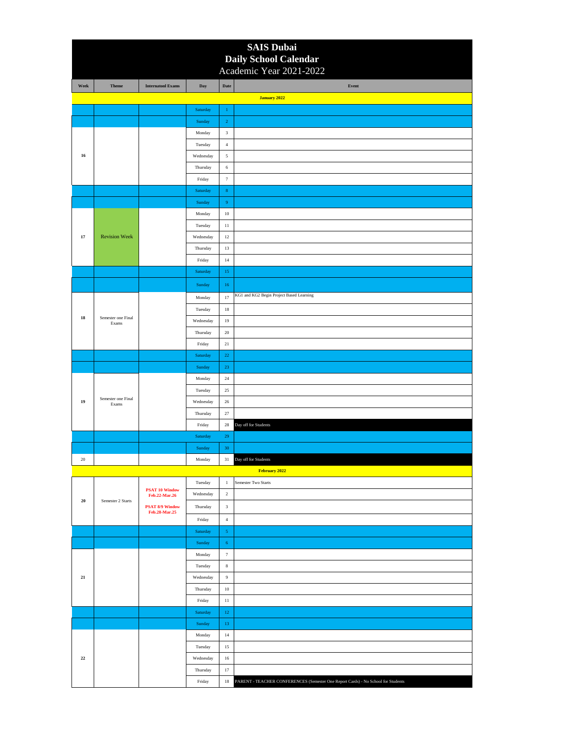# SAIS Dubai
## Daily School Calendar
### Academic Year 2021-2022

| Week | Theme | Internatonl Exams | Day | Date | Event |
|---|---|---|---|---|---|
| **January 2022** | | | | | |
| | | | Saturday | 1 | |
| | | | Sunday | 2 | |
| 16 | | | Monday | 3 | |
| | | | Tuesday | 4 | |
| | | | Wednesday | 5 | |
| | | | Thursday | 6 | |
| | | | Friday | 7 | |
| | | | Saturday | 8 | |
| | | | Sunday | 9 | |
| 17 | Revision Week | | Monday | 10 | |
| | | | Tuesday | 11 | |
| | | | Wednesday | 12 | |
| | | | Thursday | 13 | |
| | | | Friday | 14 | |
| | | | Saturday | 15 | |
| | | | Sunday | 16 | |
| 18 | Semester one Final Exams | | Monday | 17 | KG1 and KG2 Begin Project Based Learning |
| | | | Tuesday | 18 | |
| | | | Wednesday | 19 | |
| | | | Thursday | 20 | |
| | | | Friday | 21 | |
| | | | Saturday | 22 | |
| | | | Sunday | 23 | |
| 19 | Semester one Final Exams | | Monday | 24 | |
| | | | Tuesday | 25 | |
| | | | Wednesday | 26 | |
| | | | Thursday | 27 | |
| | | | Friday | 28 | Day off for Students |
| | | | Saturday | 29 | |
| | | | Sunday | 30 | |
| 20 | | | Monday | 31 | Day off for Students |
| **February 2022** | | | | | |
| 20 | Semester 2 Starts | PSAT 10 Window Feb.22-Mar.26; PSAT 8/9 Window Feb.28-Mar.25 | Tuesday | 1 | Semester Two Starts |
| | | | Wednesday | 2 | |
| | | | Thursday | 3 | |
| | | | Friday | 4 | |
| | | | Saturday | 5 | |
| | | | Sunday | 6 | |
| 21 | | | Monday | 7 | |
| | | | Tuesday | 8 | |
| | | | Wednesday | 9 | |
| | | | Thursday | 10 | |
| | | | Friday | 11 | |
| | | | Saturday | 12 | |
| | | | Sunday | 13 | |
| 22 | | | Monday | 14 | |
| | | | Tuesday | 15 | |
| | | | Wednesday | 16 | |
| | | | Thursday | 17 | |
| | | | Friday | 18 | PARENT - TEACHER CONFERENCES (Semester One Report Cards) - No School for Students |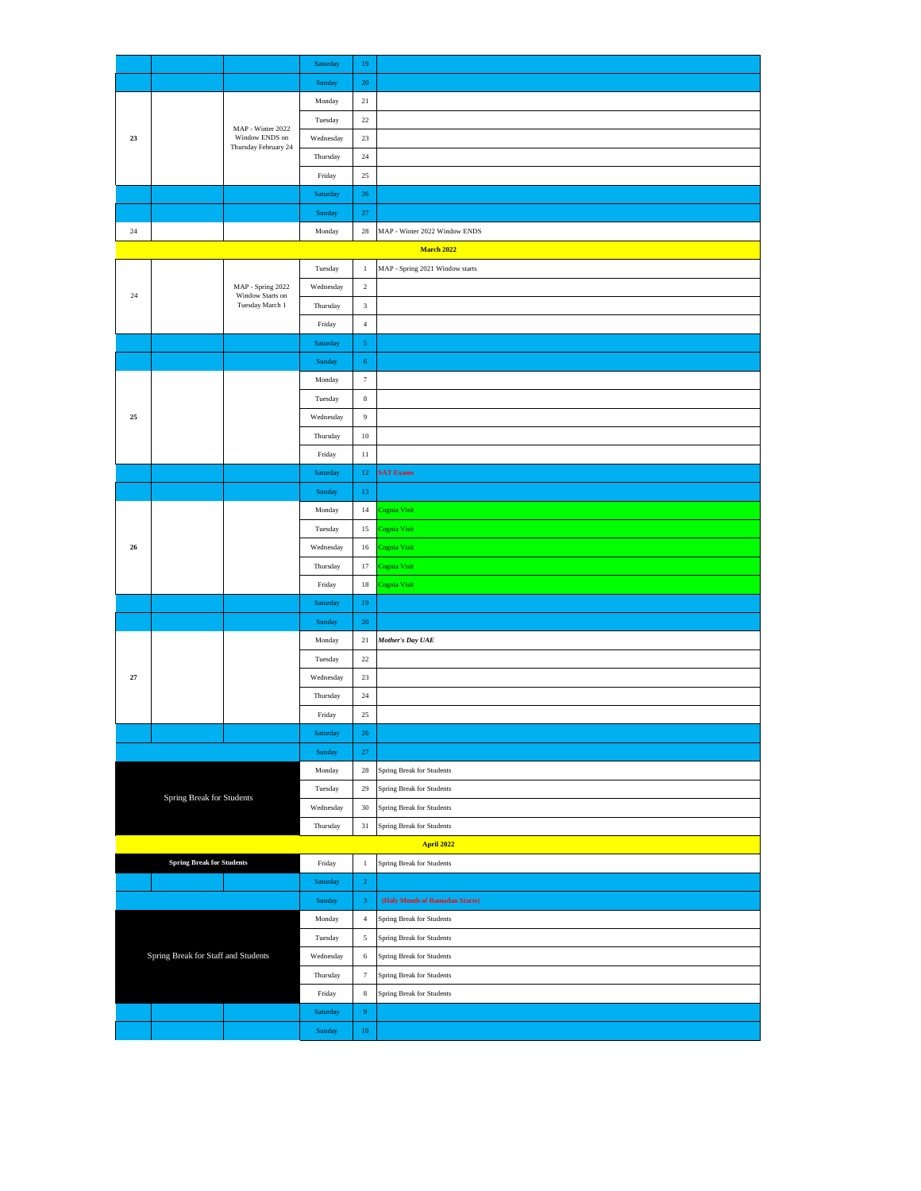| | | | | | |
|---|---|---|---|---|---|
| | | | Saturday | 19 | |
| | | | Sunday | 20 | |
| 23 | | MAP - Winter 2022 Window ENDS on Thursday February 24 | Monday | 21 | |
| | | | Tuesday | 22 | |
| | | | Wednesday | 23 | |
| | | | Thursday | 24 | |
| | | | Friday | 25 | |
| | | | Saturday | 26 | |
| | | | Sunday | 27 | |
| 24 | | | Monday | 28 | MAP - Winter 2022 Window ENDS |
| **March 2022** | | | | | |
| 24 | | MAP - Spring 2022 Window Starts on Tuesday March 1 | Tuesday | 1 | MAP - Spring 2021 Window starts |
| | | | Wednesday | 2 | |
| | | | Thursday | 3 | |
| | | | Friday | 4 | |
| | | | Saturday | 5 | |
| | | | Sunday | 6 | |
| 25 | | | Monday | 7 | |
| | | | Tuesday | 8 | |
| | | | Wednesday | 9 | |
| | | | Thursday | 10 | |
| | | | Friday | 11 | |
| | | | Saturday | 12 | SAT Exams |
| | | | Sunday | 13 | |
| 26 | | | Monday | 14 | Cognia Visit |
| | | | Tuesday | 15 | Cognia Visit |
| | | | Wednesday | 16 | Cognia Visit |
| | | | Thursday | 17 | Cognia Visit |
| | | | Friday | 18 | Cognia Visit |
| | | | Saturday | 19 | |
| | | | Sunday | 20 | |
| 27 | | | Monday | 21 | ***Mother's Day UAE*** |
| | | | Tuesday | 22 | |
| | | | Wednesday | 23 | |
| | | | Thursday | 24 | |
| | | | Friday | 25 | |
| | | | Saturday | 26 | |
| | | | Sunday | 27 | |
| Spring Break for Students | | | Monday | 28 | Spring Break for Students |
| | | | Tuesday | 29 | Spring Break for Students |
| | | | Wednesday | 30 | Spring Break for Students |
| | | | Thursday | 31 | Spring Break for Students |
| **April 2022** | | | | | |
| **Spring Break for Students** | | | Friday | 1 | Spring Break for Students |
| | | | Saturday | 2 | |
| | | | Sunday | 3 | **(Holy Month of Ramadan Starts)** |
| Spring Break for Staff and Students | | | Monday | 4 | Spring Break for Students |
| | | | Tuesday | 5 | Spring Break for Students |
| | | | Wednesday | 6 | Spring Break for Students |
| | | | Thursday | 7 | Spring Break for Students |
| | | | Friday | 8 | Spring Break for Students |
| | | | Saturday | 9 | |
| | | | Sunday | 10 | |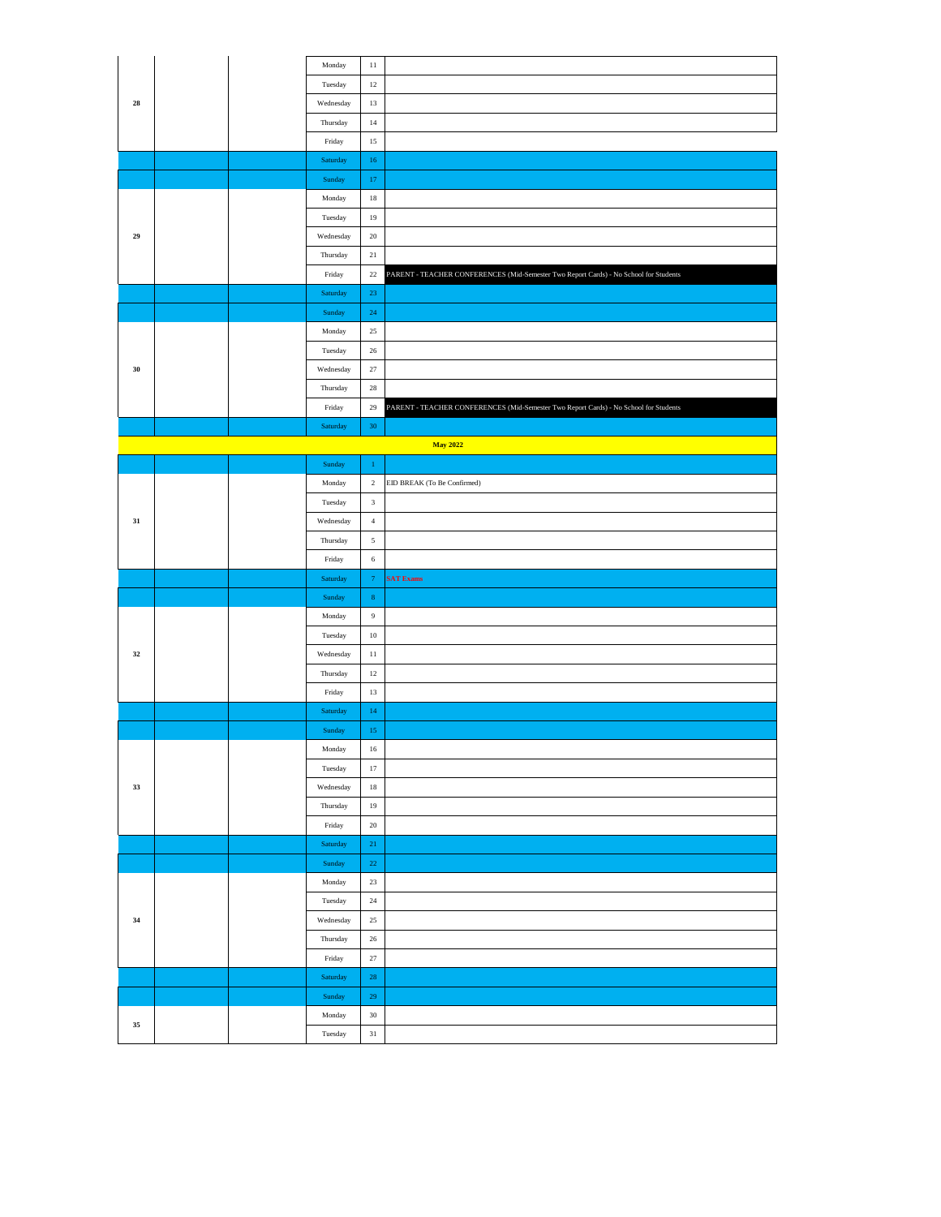| | | | | | |
|---|---|---|---|---|---|
| 28 | | | Monday | 11 | |
| | | | Tuesday | 12 | |
| | | | Wednesday | 13 | |
| | | | Thursday | 14 | |
| | | | Friday | 15 | |
| | | | Saturday | 16 | |
| | | | Sunday | 17 | |
| 29 | | | Monday | 18 | |
| | | | Tuesday | 19 | |
| | | | Wednesday | 20 | |
| | | | Thursday | 21 | |
| | | | Friday | 22 | PARENT - TEACHER CONFERENCES (Mid-Semester Two Report Cards) - No School for Students |
| | | | Saturday | 23 | |
| | | | Sunday | 24 | |
| 30 | | | Monday | 25 | |
| | | | Tuesday | 26 | |
| | | | Wednesday | 27 | |
| | | | Thursday | 28 | |
| | | | Friday | 29 | PARENT - TEACHER CONFERENCES (Mid-Semester Two Report Cards) - No School for Students |
| | | | Saturday | 30 | |
| **May 2022** | | | | | |
| | | | Sunday | 1 | |
| 31 | | | Monday | 2 | EID BREAK (To Be Confirmed) |
| | | | Tuesday | 3 | |
| | | | Wednesday | 4 | |
| | | | Thursday | 5 | |
| | | | Friday | 6 | |
| | | | Saturday | 7 | **SAT Exams** |
| | | | Sunday | 8 | |
| 32 | | | Monday | 9 | |
| | | | Tuesday | 10 | |
| | | | Wednesday | 11 | |
| | | | Thursday | 12 | |
| | | | Friday | 13 | |
| | | | Saturday | 14 | |
| | | | Sunday | 15 | |
| 33 | | | Monday | 16 | |
| | | | Tuesday | 17 | |
| | | | Wednesday | 18 | |
| | | | Thursday | 19 | |
| | | | Friday | 20 | |
| | | | Saturday | 21 | |
| | | | Sunday | 22 | |
| 34 | | | Monday | 23 | |
| | | | Tuesday | 24 | |
| | | | Wednesday | 25 | |
| | | | Thursday | 26 | |
| | | | Friday | 27 | |
| | | | Saturday | 28 | |
| | | | Sunday | 29 | |
| 35 | | | Monday | 30 | |
| | | | Tuesday | 31 | |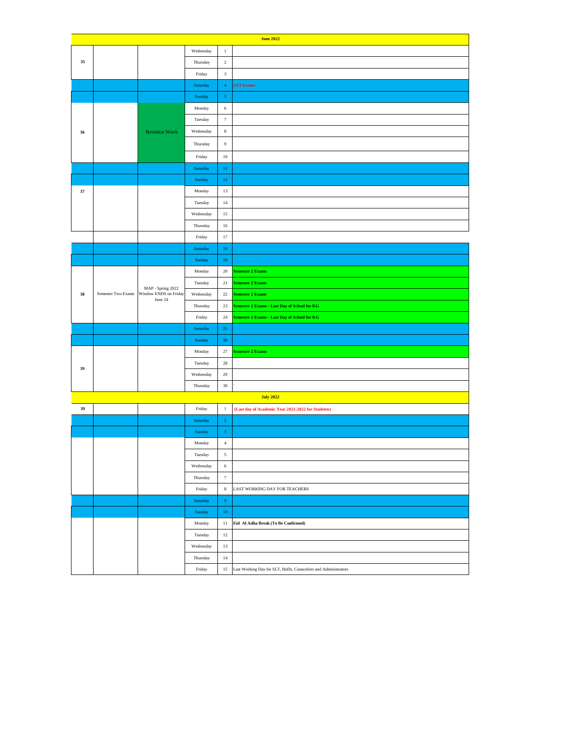| | | | | | |
|---|---|---|---|---|---|
| **June 2022** | | | | | |
| **35** | | | Wednesday | 1 | |
| | | | Thursday | 2 | |
| | | | Friday | 3 | |
| | | | Saturday | 4 | **SAT Exams** |
| | | | Sunday | 5 | |
| **36** | | Revision Week | Monday | 6 | |
| | | | Tuesday | 7 | |
| | | | Wednesday | 8 | |
| | | | Thursday | 9 | |
| | | | Friday | 10 | |
| | | | Saturday | 11 | |
| | | | Sunday | 12 | |
| **37** | | | Monday | 13 | |
| | | | Tuesday | 14 | |
| | | | Wednesday | 15 | |
| | | | Thursday | 16 | |
| | | | Friday | 17 | |
| | | | Saturday | 18 | |
| | | | Sunday | 19 | |
| **38** | Semester Two Exams | MAP - Spring 2022 Window ENDS on Friday June 24 | Monday | 20 | **Semester 2 Exams** |
| | | | Tuesday | 21 | **Semester 2 Exams** |
| | | | Wednesday | 22 | **Semester 2 Exams** |
| | | | Thursday | 23 | **Semester 2 Exams-- Last Day of School for KG** |
| | | | Friday | 24 | **Semester 2 Exams-- Last Day of School for KG** |
| | | | Saturday | 25 | |
| | | | Sunday | 26 | |
| **39** | | | Monday | 27 | **Semester 2 Exams** |
| | | | Tuesday | 28 | |
| | | | Wednesday | 29 | |
| | | | Thursday | 30 | ` |
| **July 2022** | | | | | |
| **39** | | | Friday | 1 | **(Last day of Academic Year 2021-2022 for Students)** |
| | | | Saturday | 2 | |
| | | | Sunday | 3 | |
| | | | Monday | 4 | |
| | | | Tuesday | 5 | |
| | | | Wednesday | 6 | |
| | | | Thursday | 7 | |
| | | | Friday | 8 | LAST WORKING DAY FOR TEACHERS |
| | | | Saturday | 9 | |
| | | | Sunday | 10 | |
| | | | Monday | 11 | **Eid Al Adha Break (To Be Confirmed)** |
| | | | Tuesday | 12 | |
| | | | Wednesday | 13 | |
| | | | Thursday | 14 | |
| | | | Friday | 15 | Last Working Day for SLT, HoDs, Councelors and Administrators |